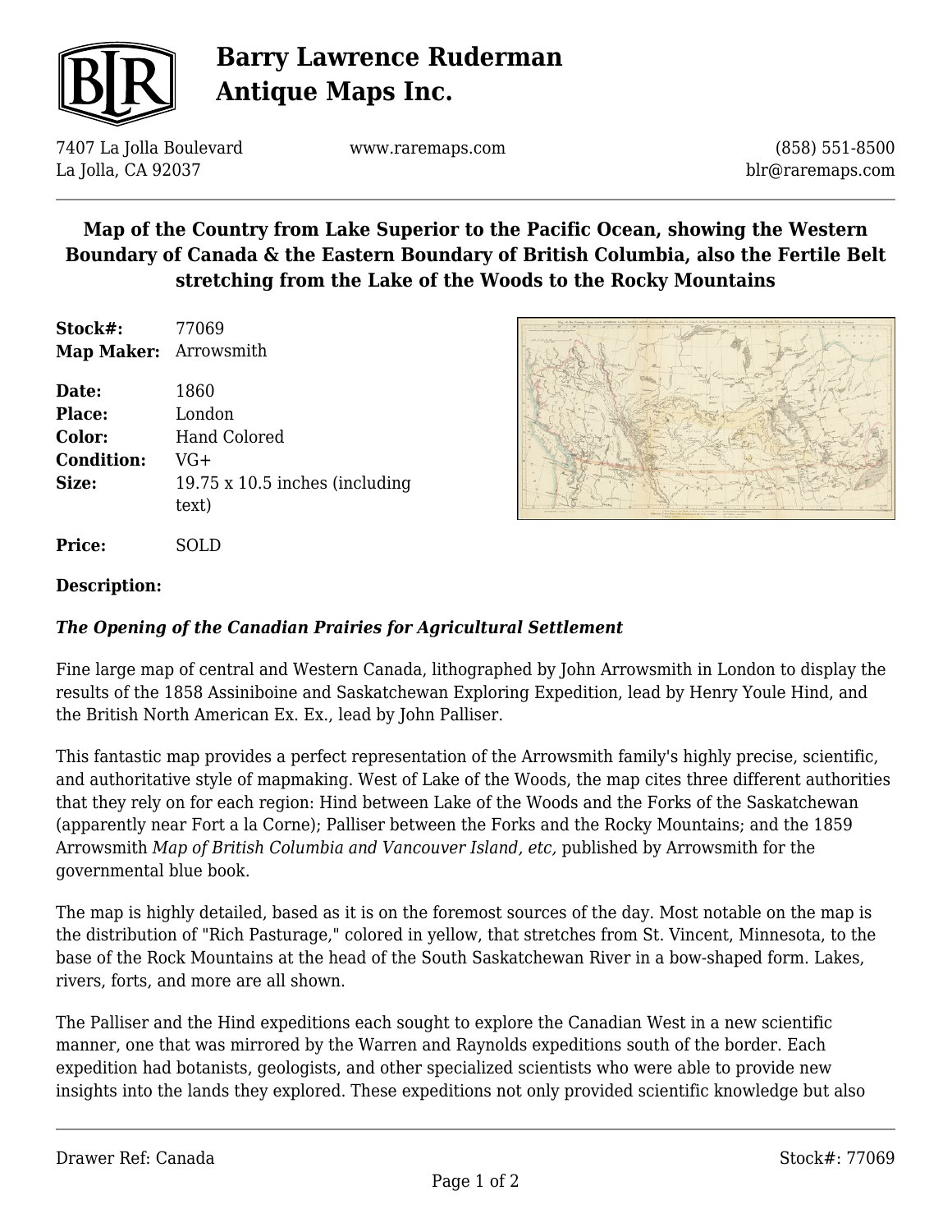# Barry Lawrence Ruderman Antique Maps Inc.

7407 La Jolla Boulevard
La Jolla, CA 92037

www.raremaps.com

(858) 551-8500
blr@raremaps.com

## Map of the Country from Lake Superior to the Pacific Ocean, showing the Western Boundary of Canada & the Eastern Boundary of British Columbia, also the Fertile Belt stretching from the Lake of the Woods to the Rocky Mountains

| | |
|---|---|
| **Stock#:** | 77069 |
| **Map Maker:** | Arrowsmith |
| **Date:** | 1860 |
| **Place:** | London |
| **Color:** | Hand Colored |
| **Condition:** | VG+ |
| **Size:** | 19.75 x 10.5 inches (including text) |
| **Price:** | SOLD |

**Description:**

***The Opening of the Canadian Prairies for Agricultural Settlement***

Fine large map of central and Western Canada, lithographed by John Arrowsmith in London to display the results of the 1858 Assiniboine and Saskatchewan Exploring Expedition, lead by Henry Youle Hind, and the British North American Ex. Ex., lead by John Palliser.

This fantastic map provides a perfect representation of the Arrowsmith family's highly precise, scientific, and authoritative style of mapmaking. West of Lake of the Woods, the map cites three different authorities that they rely on for each region: Hind between Lake of the Woods and the Forks of the Saskatchewan (apparently near Fort a la Corne); Palliser between the Forks and the Rocky Mountains; and the 1859 Arrowsmith *Map of British Columbia and Vancouver Island, etc,* published by Arrowsmith for the governmental blue book.

The map is highly detailed, based as it is on the foremost sources of the day. Most notable on the map is the distribution of "Rich Pasturage," colored in yellow, that stretches from St. Vincent, Minnesota, to the base of the Rock Mountains at the head of the South Saskatchewan River in a bow-shaped form. Lakes, rivers, forts, and more are all shown.

The Palliser and the Hind expeditions each sought to explore the Canadian West in a new scientific manner, one that was mirrored by the Warren and Raynolds expeditions south of the border. Each expedition had botanists, geologists, and other specialized scientists who were able to provide new insights into the lands they explored. These expeditions not only provided scientific knowledge but also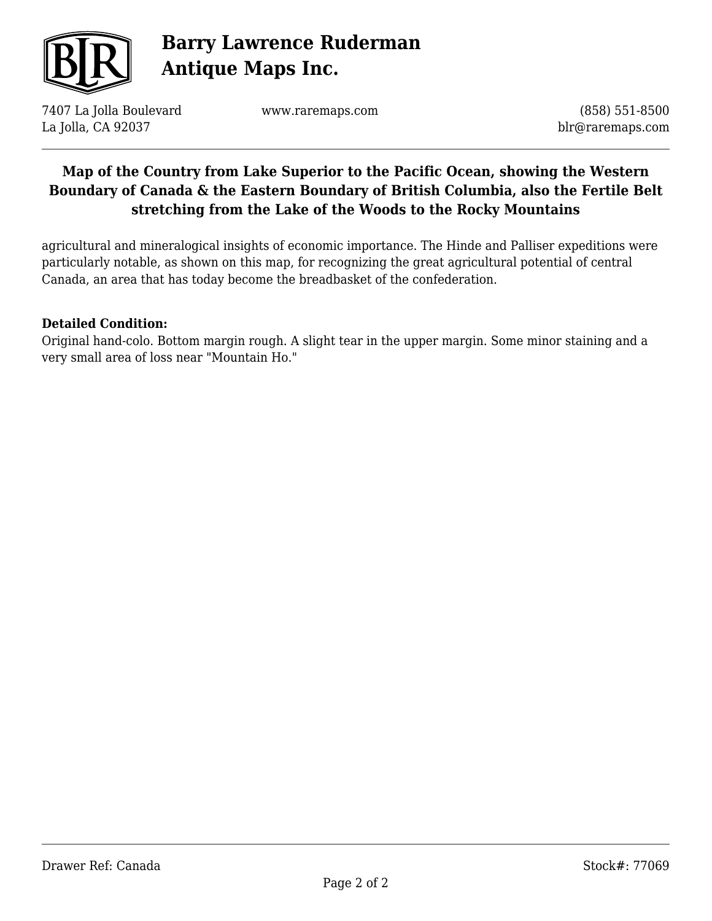agricultural and mineralogical insights of economic importance. The Hinde and Palliser expeditions were particularly notable, as shown on this map, for recognizing the great agricultural potential of central Canada, an area that has today become the breadbasket of the confederation.

**Detailed Condition:**

Original hand-colo. Bottom margin rough. A slight tear in the upper margin. Some minor staining and a very small area of loss near "Mountain Ho."